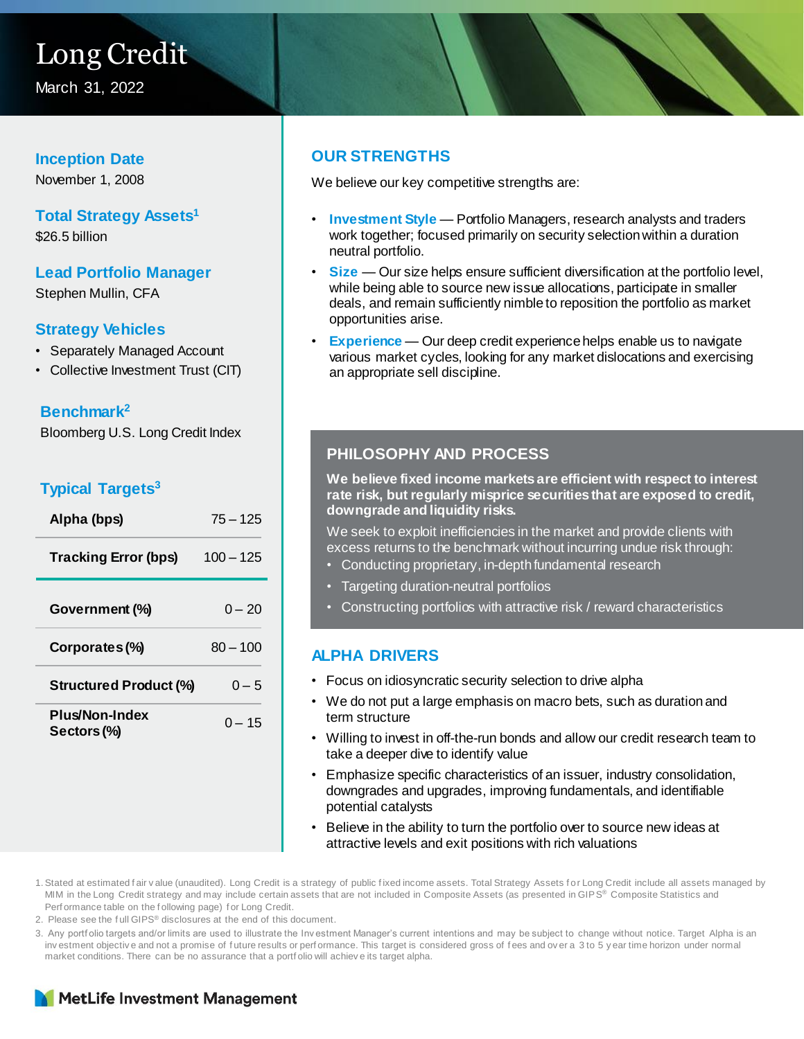# Long Credit

March 31, 2022

### Inception Date

November 1, 2008

### Total Strategy Assets[1]

$26.5 billion

### Lead Portfolio Manager

Stephen Mullin, CFA

### Strategy Vehicles

- Separately Managed Account
- Collective Investment Trust (CIT)

### Benchmark[2]

Bloomberg U.S. Long Credit Index

### Typical Targets[3]

| | |
|---|---|
| **Alpha (bps)** | 75 – 125 |
| **Tracking Error (bps)** | 100 – 125 |
| **Government (%)** | 0 – 20 |
| **Corporates (%)** | 80 – 100 |
| **Structured Product (%)** | 0 – 5 |
| **Plus/Non-Index Sectors (%)** | 0 – 15 |

## OUR STRENGTHS

We believe our key competitive strengths are:

- **Investment Style** — Portfolio Managers, research analysts and traders work together; focused primarily on security selection within a duration neutral portfolio.
- **Size** — Our size helps ensure sufficient diversification at the portfolio level, while being able to source new issue allocations, participate in smaller deals, and remain sufficiently nimble to reposition the portfolio as market opportunities arise.
- **Experience** — Our deep credit experience helps enable us to navigate various market cycles, looking for any market dislocations and exercising an appropriate sell discipline.

## PHILOSOPHY AND PROCESS

**We believe fixed income markets are efficient with respect to interest rate risk, but regularly misprice securities that are exposed to credit, downgrade and liquidity risks.**

We seek to exploit inefficiencies in the market and provide clients with excess returns to the benchmark without incurring undue risk through:

- Conducting proprietary, in-depth fundamental research
- Targeting duration-neutral portfolios
- Constructing portfolios with attractive risk / reward characteristics

## ALPHA DRIVERS

- Focus on idiosyncratic security selection to drive alpha
- We do not put a large emphasis on macro bets, such as duration and term structure
- Willing to invest in off-the-run bonds and allow our credit research team to take a deeper dive to identify value
- Emphasize specific characteristics of an issuer, industry consolidation, downgrades and upgrades, improving fundamentals, and identifiable potential catalysts
- Believe in the ability to turn the portfolio over to source new ideas at attractive levels and exit positions with rich valuations

1. Stated at estimated fair value (unaudited). Long Credit is a strategy of public fixed income assets. Total Strategy Assets for Long Credit include all assets managed by MIM in the Long Credit strategy and may include certain assets that are not included in Composite Assets (as presented in GIPS® Composite Statistics and Performance table on the following page) for Long Credit.
2. Please see the full GIPS® disclosures at the end of this document.
3. Any portfolio targets and/or limits are used to illustrate the Investment Manager's current intentions and may be subject to change without notice. Target Alpha is an investment objective and not a promise of future results or performance. This target is considered gross of fees and over a 3 to 5 year time horizon under normal market conditions. There can be no assurance that a portfolio will achieve its target alpha.

MetLife Investment Management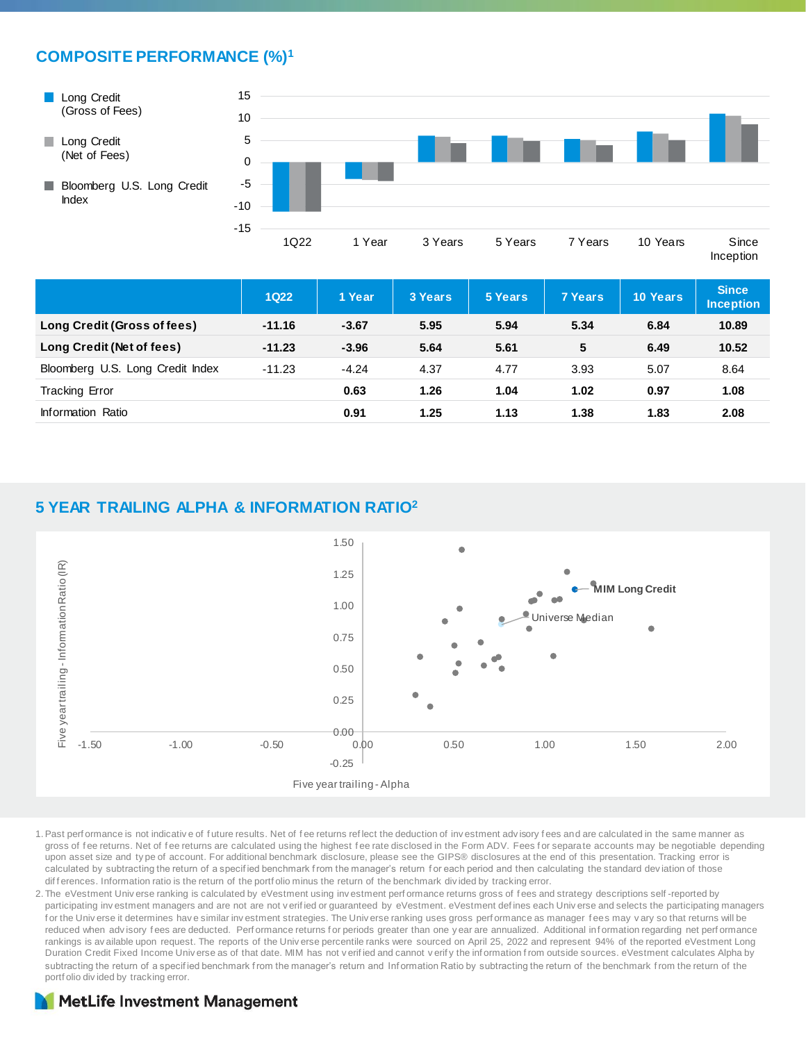## COMPOSITE PERFORMANCE (%)[1]

|  | 1Q22 | 1 Year | 3 Years | 5 Years | 7 Years | 10 Years | Since Inception |
|---|---|---|---|---|---|---|---|
| **Long Credit (Gross of fees)** | **-11.16** | **-3.67** | **5.95** | **5.94** | **5.34** | **6.84** | **10.89** |
| **Long Credit (Net of fees)** | **-11.23** | **-3.96** | **5.64** | **5.61** | **5** | **6.49** | **10.52** |
| Bloomberg U.S. Long Credit Index | -11.23 | -4.24 | 4.37 | 4.77 | 3.93 | 5.07 | 8.64 |
| Tracking Error | | **0.63** | **1.26** | **1.04** | **1.02** | **0.97** | **1.08** |
| Information Ratio | | **0.91** | **1.25** | **1.13** | **1.38** | **1.83** | **2.08** |

## 5 YEAR TRAILING ALPHA & INFORMATION RATIO[2]

1. Past performance is not indicative of future results. Net of fee returns reflect the deduction of investment advisory fees and are calculated in the same manner as gross of fee returns. Net of fee returns are calculated using the highest fee rate disclosed in the Form ADV. Fees for separate accounts may be negotiable depending upon asset size and type of account. For additional benchmark disclosure, please see the GIPS® disclosures at the end of this presentation. Tracking error is calculated by subtracting the return of a specified benchmark from the manager's return for each period and then calculating the standard deviation of those differences. Information ratio is the return of the portfolio minus the return of the benchmark divided by tracking error.
2. The eVestment Universe ranking is calculated by eVestment using investment performance returns gross of fees and strategy descriptions self-reported by participating investment managers and are not are not verified or guaranteed by eVestment. eVestment defines each Universe and selects the participating managers for the Universe it determines have similar investment strategies. The Universe ranking uses gross performance as manager fees may vary so that returns will be reduced when advisory fees are deducted. Performance returns for periods greater than one year are annualized. Additional information regarding net performance rankings is available upon request. The reports of the Universe percentile ranks were sourced on April 25, 2022 and represent 94% of the reported eVestment Long Duration Credit Fixed Income Universe as of that date. MIM has not verified and cannot verify the information from outside sources. eVestment calculates Alpha by subtracting the return of a specified benchmark from the manager's return and Information Ratio by subtracting the return of the benchmark from the return of the portfolio divided by tracking error.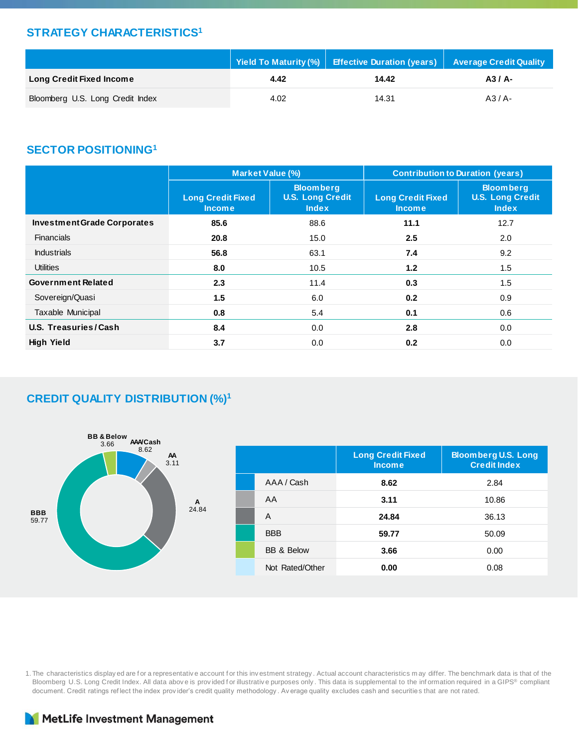## STRATEGY CHARACTERISTICS[1]

| | Yield To Maturity (%) | Effective Duration (years) | Average Credit Quality |
|---|---|---|---|
| **Long Credit Fixed Income** | **4.42** | **14.42** | **A3 / A-** |
| Bloomberg U.S. Long Credit Index | 4.02 | 14.31 | A3 / A- |

## SECTOR POSITIONING[1]

| | Market Value (%) | | Contribution to Duration (years) | |
|---|---|---|---|---|
| | Long Credit Fixed Income | Bloomberg U.S. Long Credit Index | Long Credit Fixed Income | Bloomberg U.S. Long Credit Index |
| **Investment Grade Corporates** | **85.6** | 88.6 | **11.1** | 12.7 |
| Financials | **20.8** | 15.0 | **2.5** | 2.0 |
| Industrials | **56.8** | 63.1 | **7.4** | 9.2 |
| Utilities | **8.0** | 10.5 | **1.2** | 1.5 |
| **Government Related** | **2.3** | 11.4 | **0.3** | 1.5 |
| Sovereign/Quasi | **1.5** | 6.0 | **0.2** | 0.9 |
| Taxable Municipal | **0.8** | 5.4 | **0.1** | 0.6 |
| **U.S. Treasuries / Cash** | **8.4** | 0.0 | **2.8** | 0.0 |
| **High Yield** | **3.7** | 0.0 | **0.2** | 0.0 |

## CREDIT QUALITY DISTRIBUTION (%)[1]

| | Long Credit Fixed Income | Bloomberg U.S. Long Credit Index |
|---|---|---|
| AAA / Cash | **8.62** | 2.84 |
| AA | **3.11** | 10.86 |
| A | **24.84** | 36.13 |
| BBB | **59.77** | 50.09 |
| BB & Below | **3.66** | 0.00 |
| Not Rated/Other | **0.00** | 0.08 |

1. The characteristics displayed are for a representative account for this investment strategy. Actual account characteristics may differ. The benchmark data is that of the Bloomberg U.S. Long Credit Index. All data above is provided for illustrative purposes only. This data is supplemental to the information required in a GIPS® compliant document. Credit ratings reflect the index provider's credit quality methodology. Average quality excludes cash and securities that are not rated.

MetLife Investment Management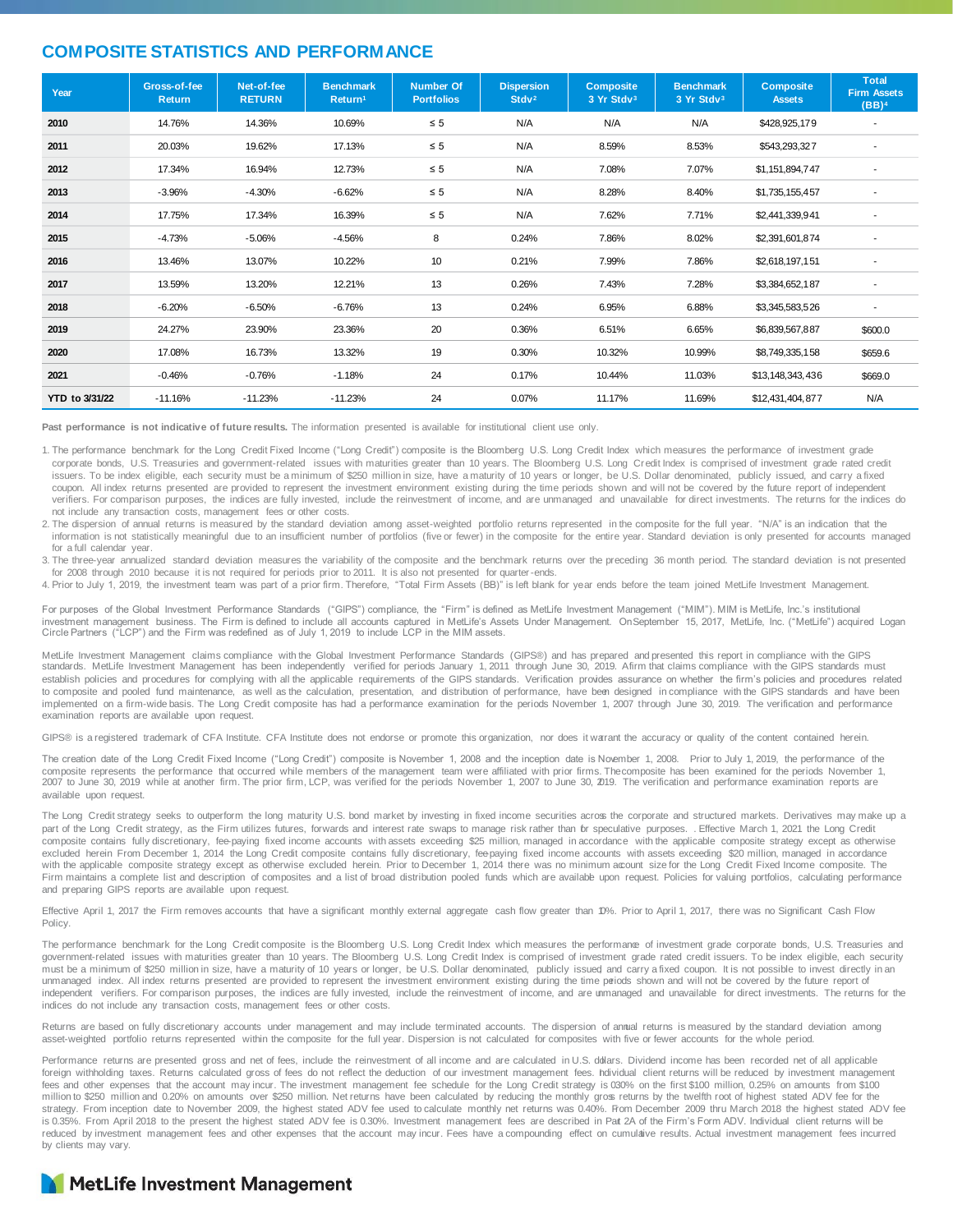## COMPOSITE STATISTICS AND PERFORMANCE

| Year | Gross-of-fee Return | Net-of-fee RETURN | Benchmark Return[1] | Number Of Portfolios | Dispersion Stdv[2] | Composite 3 Yr Stdv[3] | Benchmark 3 Yr Stdv[3] | Composite Assets | Total Firm Assets (BB)[4] |
|---|---|---|---|---|---|---|---|---|---|
| **2010** | 14.76% | 14.36% | 10.69% | ≤ 5 | N/A | N/A | N/A | $428,925,179 | - |
| **2011** | 20.03% | 19.62% | 17.13% | ≤ 5 | N/A | 8.59% | 8.53% | $543,293,327 | - |
| **2012** | 17.34% | 16.94% | 12.73% | ≤ 5 | N/A | 7.08% | 7.07% | $1,151,894,747 | - |
| **2013** | -3.96% | -4.30% | -6.62% | ≤ 5 | N/A | 8.28% | 8.40% | $1,735,155,457 | - |
| **2014** | 17.75% | 17.34% | 16.39% | ≤ 5 | N/A | 7.62% | 7.71% | $2,441,339,941 | - |
| **2015** | -4.73% | -5.06% | -4.56% | 8 | 0.24% | 7.86% | 8.02% | $2,391,601,874 | - |
| **2016** | 13.46% | 13.07% | 10.22% | 10 | 0.21% | 7.99% | 7.86% | $2,618,197,151 | - |
| **2017** | 13.59% | 13.20% | 12.21% | 13 | 0.26% | 7.43% | 7.28% | $3,384,652,187 | - |
| **2018** | -6.20% | -6.50% | -6.76% | 13 | 0.24% | 6.95% | 6.88% | $3,345,583,526 | - |
| **2019** | 24.27% | 23.90% | 23.36% | 20 | 0.36% | 6.51% | 6.65% | $6,839,567,887 | $600.0 |
| **2020** | 17.08% | 16.73% | 13.32% | 19 | 0.30% | 10.32% | 10.99% | $8,749,335,158 | $659.6 |
| **2021** | -0.46% | -0.76% | -1.18% | 24 | 0.17% | 10.44% | 11.03% | $13,148,343,436 | $669.0 |
| **YTD to 3/31/22** | -11.16% | -11.23% | -11.23% | 24 | 0.07% | 11.17% | 11.69% | $12,431,404,877 | N/A |

**Past performance is not indicative of future results.** The information presented is available for institutional client use only.

1. The performance benchmark for the Long Credit Fixed Income ("Long Credit") composite is the Bloomberg U.S. Long Credit Index which measures the performance of investment grade corporate bonds, U.S. Treasuries and government-related issues with maturities greater than 10 years. The Bloomberg U.S. Long Credit Index is comprised of investment grade rated credit issuers. To be index eligible, each security must be a minimum of $250 million in size, have a maturity of 10 years or longer, be U.S. Dollar denominated, publicly issued, and carry a fixed coupon. All index returns presented are provided to represent the investment environment existing during the time periods shown and will not be covered by the future report of independent verifiers. For comparison purposes, the indices are fully invested, include the reinvestment of income, and are unmanaged and unavailable for direct investments. The returns for the indices do not include any transaction costs, management fees or other costs.
2. The dispersion of annual returns is measured by the standard deviation among asset-weighted portfolio returns represented in the composite for the full year. "N/A" is an indication that the information is not statistically meaningful due to an insufficient number of portfolios (five or fewer) in the composite for the entire year. Standard deviation is only presented for accounts managed for a full calendar year.
3. The three-year annualized standard deviation measures the variability of the composite and the benchmark returns over the preceding 36 month period. The standard deviation is not presented for 2008 through 2010 because it is not required for periods prior to 2011. It is also not presented for quarter-ends.
4. Prior to July 1, 2019, the investment team was part of a prior firm. Therefore, "Total Firm Assets (BB)" is left blank for year ends before the team joined MetLife Investment Management.

For purposes of the Global Investment Performance Standards ("GIPS") compliance, the "Firm" is defined as MetLife Investment Management ("MIM"). MIM is MetLife, Inc.'s institutional investment management business. The Firm is defined to include all accounts captured in MetLife's Assets Under Management. On September 15, 2017, MetLife, Inc. ("MetLife") acquired Logan Circle Partners ("LCP") and the Firm was redefined as of July 1, 2019 to include LCP in the MIM assets.

MetLife Investment Management claims compliance with the Global Investment Performance Standards (GIPS®) and has prepared and presented this report in compliance with the GIPS standards. MetLife Investment Management has been independently verified for periods January 1, 2011 through June 30, 2019. A firm that claims compliance with the GIPS standards must establish policies and procedures for complying with all the applicable requirements of the GIPS standards. Verification provides assurance on whether the firm's policies and procedures related to composite and pooled fund maintenance, as well as the calculation, presentation, and distribution of performance, have been designed in compliance with the GIPS standards and have been implemented on a firm-wide basis. The Long Credit composite has had a performance examination for the periods November 1, 2007 through June 30, 2019. The verification and performance examination reports are available upon request.

GIPS® is a registered trademark of CFA Institute. CFA Institute does not endorse or promote this organization, nor does it warrant the accuracy or quality of the content contained herein.

The creation date of the Long Credit Fixed Income ("Long Credit") composite is November 1, 2008 and the inception date is November 1, 2008. Prior to July 1, 2019, the performance of the composite represents the performance that occurred while members of the management team were affiliated with prior firms. The composite has been examined for the periods November 1, 2007 to June 30, 2019 while at another firm. The prior firm, LCP, was verified for the periods November 1, 2007 to June 30, 2019. The verification and performance examination reports are available upon request.

The Long Credit strategy seeks to outperform the long maturity U.S. bond market by investing in fixed income securities across the corporate and structured markets. Derivatives may make up a part of the Long Credit strategy, as the Firm utilizes futures, forwards and interest rate swaps to manage risk rather than for speculative purposes. . Effective March 1, 2021 the Long Credit composite contains fully discretionary, fee-paying fixed income accounts with assets exceeding $25 million, managed in accordance with the applicable composite strategy except as otherwise excluded herein From December 1, 2014 the Long Credit composite contains fully discretionary, fee-paying fixed income accounts with assets exceeding $20 million, managed in accordance with the applicable composite strategy except as otherwise excluded herein. Prior to December 1, 2014 there was no minimum account size for the Long Credit Fixed Income composite. The Firm maintains a complete list and description of composites and a list of broad distribution pooled funds which are available upon request. Policies for valuing portfolios, calculating performance and preparing GIPS reports are available upon request.

Effective April 1, 2017 the Firm removes accounts that have a significant monthly external aggregate cash flow greater than 10%. Prior to April 1, 2017, there was no Significant Cash Flow Policy.

The performance benchmark for the Long Credit composite is the Bloomberg U.S. Long Credit Index which measures the performance of investment grade corporate bonds, U.S. Treasuries and government-related issues with maturities greater than 10 years. The Bloomberg U.S. Long Credit Index is comprised of investment grade rated credit issuers. To be index eligible, each security must be a minimum of $250 million in size, have a maturity of 10 years or longer, be U.S. Dollar denominated, publicly issued and carry a fixed coupon. It is not possible to invest directly in an unmanaged index. All index returns presented are provided to represent the investment environment existing during the time periods shown and will not be covered by the future report of independent verifiers. For comparison purposes, the indices are fully invested, include the reinvestment of income, and are unmanaged and unavailable for direct investments. The returns for the indices do not include any transaction costs, management fees or other costs.

Returns are based on fully discretionary accounts under management and may include terminated accounts. The dispersion of annual returns is measured by the standard deviation among asset-weighted portfolio returns represented within the composite for the full year. Dispersion is not calculated for composites with five or fewer accounts for the whole period.

Performance returns are presented gross and net of fees, include the reinvestment of all income and are calculated in U.S. dollars. Dividend income has been recorded net of all applicable foreign withholding taxes. Returns calculated gross of fees do not reflect the deduction of our investment management fees. Individual client returns will be reduced by investment management fees and other expenses that the account may incur. The investment management fee schedule for the Long Credit strategy is 0.30% on the first $100 million, 0.25% on amounts from $100 million to $250 million and 0.20% on amounts over $250 million. Net returns have been calculated by reducing the monthly gross returns by the twelfth root of highest stated ADV fee for the strategy. From inception date to November 2009, the highest stated ADV fee used to calculate monthly net returns was 0.40%. From December 2009 thru March 2018 the highest stated ADV fee is 0.35%. From April 2018 to the present the highest stated ADV fee is 0.30%. Investment management fees are described in Part 2A of the Firm's Form ADV. Individual client returns will be reduced by investment management fees and other expenses that the account may incur. Fees have a compounding effect on cumulative results. Actual investment management fees incurred by clients may vary.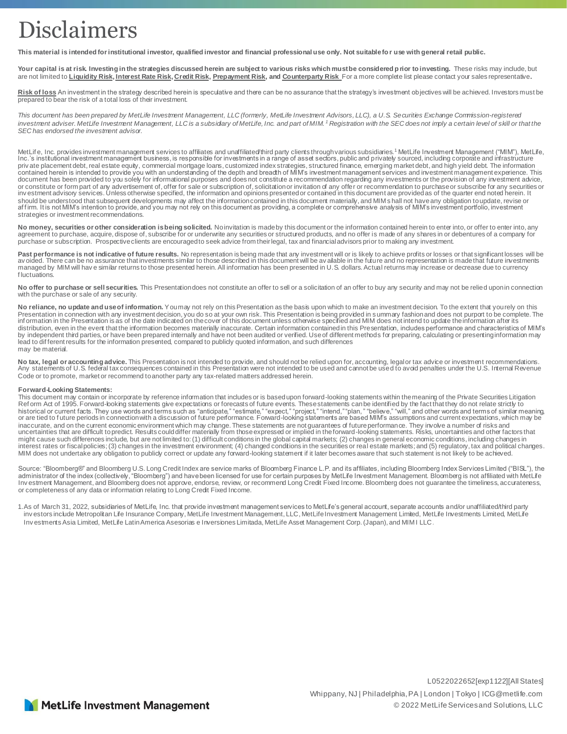# Disclaimers

**This material is intended for institutional investor, qualified investor and financial professional use only. Not suitable for use with general retail public.**

**Your capital is at risk. Investing in the strategies discussed herein are subject to various risks which must be considered prior to investing.** These risks may include, but are not limited to **Liquidity Risk, Interest Rate Risk, Credit Risk, Prepayment Risk, and Counterparty Risk** For a more complete list please contact your sales representative**.**

**Risk of loss** An investment in the strategy described herein is speculative and there can be no assurance that the strategy's investment objectives will be achieved. Investors must be prepared to bear the risk of a total loss of their investment.

*This document has been prepared by MetLife Investment Management, LLC (formerly, MetLife Investment Advisors, LLC), a U.S. Securities Exchange Commission-registered investment adviser. MetLife Investment Management, LLC is a subsidiary of MetLife, Inc. and part of MIM.[1] Registration with the SEC does not imply a certain level of skill or that the SEC has endorsed the investment advisor.*

MetLife, Inc. provides investment management services to affiliates and unaffiliated/third party clients through various subsidiaries.[1] MetLife Investment Management ("MIM"), MetLife, Inc.'s institutional investment management business, is responsible for investments in a range of asset sectors, public and privately sourced, including corporate and infrastructure private placement debt, real estate equity, commercial mortgage loans, customized index strategies, structured finance, emerging market debt, and high yield debt. The information contained herein is intended to provide you with an understanding of the depth and breadth of MIM's investment management services and investment management experience. This document has been provided to you solely for informational purposes and does not constitute a recommendation regarding any investments or the provision of any investment advice, or constitute or form part of any advertisement of, offer for sale or subscription of, solicitation or invitation of any offer or recommendation to purchase or subscribe for any securities or investment advisory services. Unless otherwise specified, the information and opinions presented or contained in this document are provided as of the quarter end noted herein. It should be understood that subsequent developments may affect the information contained in this document materially, and MIM shall not have any obligation to update, revise or affirm. It is not MIM's intention to provide, and you may not rely on this document as providing, a complete or comprehensive analysis of MIM's investment portfolio, investment strategies or investment recommendations.

**No money, securities or other consideration is being solicited.** No invitation is made by this document or the information contained herein to enter into, or offer to enter into, any agreement to purchase, acquire, dispose of, subscribe for or underwrite any securities or structured products, and no offer is made of any shares in or debentures of a company for purchase or subscription. Prospective clients are encouraged to seek advice from their legal, tax and financial advisors prior to making any investment.

**Past performance is not indicative of future results.** No representation is being made that any investment will or is likely to achieve profits or losses or that significant losses will be avoided. There can be no assurance that investments similar to those described in this document will be available in the future and no representation is made that future investments managed by MIM will have similar returns to those presented herein. All information has been presented in U.S. dollars. Actual returns may increase or decrease due to currency fluctuations.

**No offer to purchase or sell securities.** This Presentation does not constitute an offer to sell or a solicitation of an offer to buy any security and may not be relied upon in connection with the purchase or sale of any security.

**No reliance, no update and use of information.** You may not rely on this Presentation as the basis upon which to make an investment decision. To the extent that you rely on this Presentation in connection with any investment decision, you do so at your own risk. This Presentation is being provided in summary fashion and does not purport to be complete. The information in the Presentation is as of the date indicated on the cover of this document unless otherwise specified and MIM does not intend to update the information after its distribution, even in the event that the information becomes materially inaccurate. Certain information contained in this Presentation, includes performance and characteristics of MIM's by independent third parties, or have been prepared internally and have not been audited or verified. Use of different methods for preparing, calculating or presenting information may lead to different results for the information presented, compared to publicly quoted information, and such differences may be material.

**No tax, legal or accounting advice.** This Presentation is not intended to provide, and should not be relied upon for, accounting, legal or tax advice or investment recommendations. Any statements of U.S. federal tax consequences contained in this Presentation were not intended to be used and cannot be used to avoid penalties under the U.S. Internal Revenue Code or to promote, market or recommend to another party any tax-related matters addressed herein.

**Forward-Looking Statements:**
This document may contain or incorporate by reference information that includes or is based upon forward-looking statements within the meaning of the Private Securities Litigation Reform Act of 1995. Forward-looking statements give expectations or forecasts of future events. These statements can be identified by the fact that they do not relate strictly to historical or current facts. They use words and terms such as "anticipate," "estimate," "expect," "project," "intend," "plan," "believe," "will," and other words and terms of similar meaning, or are tied to future periods in connection with a discussion of future performance. Forward-looking statements are based MIM's assumptions and current expectations, which may be inaccurate, and on the current economic environment which may change. These statements are not guarantees of future performance. They involve a number of risks and uncertainties that are difficult to predict. Results could differ materially from those expressed or implied in the forward-looking statements. Risks, uncertainties and other factors that might cause such differences include, but are not limited to: (1) difficult conditions in the global capital markets; (2) changes in general economic conditions, including changes in interest rates or fiscal policies; (3) changes in the investment environment; (4) changed conditions in the securities or real estate markets; and (5) regulatory, tax and political changes. MIM does not undertake any obligation to publicly correct or update any forward-looking statement if it later becomes aware that such statement is not likely to be achieved.

Source: "Bloomberg®" and Bloomberg U.S. Long Credit Index are service marks of Bloomberg Finance L.P. and its affiliates, including Bloomberg Index Services Limited ("BISL"), the administrator of the index (collectively, "Bloomberg") and have been licensed for use for certain purposes by MetLife Investment Management. Bloomberg is not affiliated with MetLife Investment Management, and Bloomberg does not approve, endorse, review, or recommend Long Credit Fixed Income. Bloomberg does not guarantee the timeliness, accurateness, or completeness of any data or information relating to Long Credit Fixed Income.

1. As of March 31, 2022, subsidiaries of MetLife, Inc. that provide investment management services to MetLife's general account, separate accounts and/or unaffiliated/third party investors include Metropolitan Life Insurance Company, MetLife Investment Management, LLC, MetLife Investment Management Limited, MetLife Investments Limited, MetLife Investments Asia Limited, MetLife Latin America Asesorias e Inversiones Limitada, MetLife Asset Management Corp. (Japan), and MIM I LLC.

L0522022652[exp1122][All States]

Whippany, NJ | Philadelphia, PA | London | Tokyo | ICG@metlife.com

© 2022 MetLife Services and Solutions, LLC

MetLife Investment Management